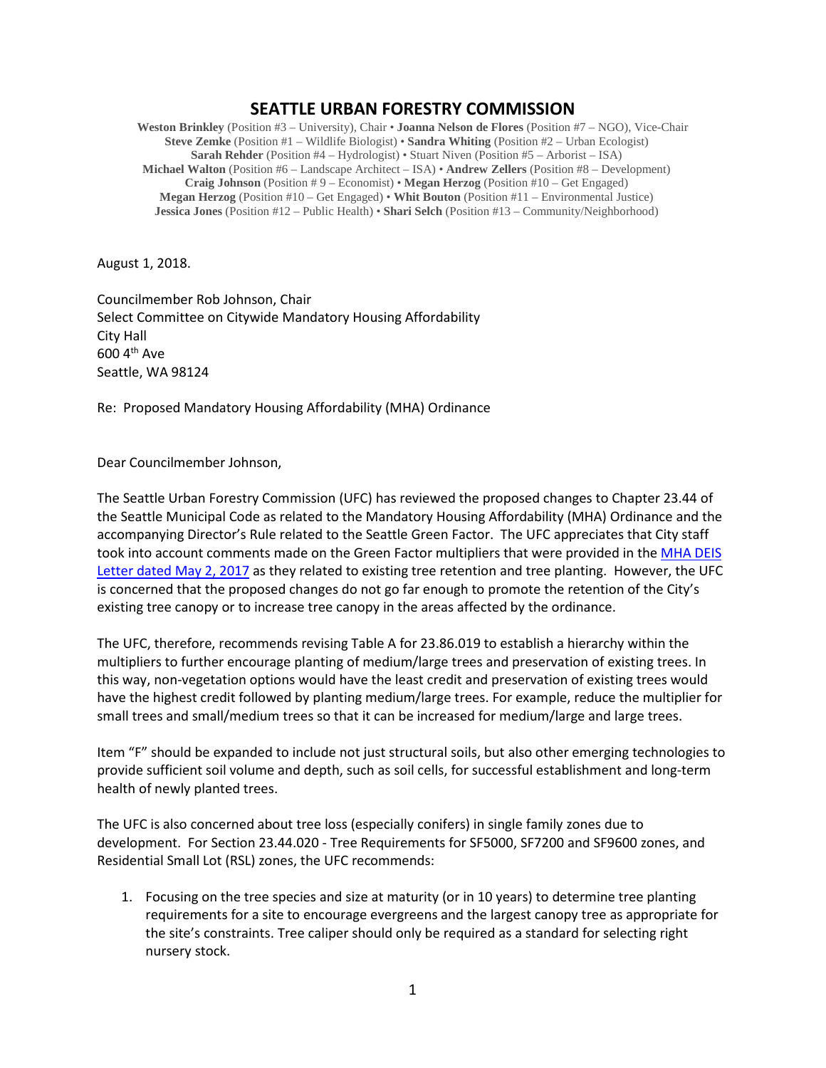# SEATTLE URBAN FORESTRY COMMISSION

**Weston Brinkley** (Position #3 – University), Chair • **Joanna Nelson de Flores** (Position #7 – NGO), Vice-Chair
**Steve Zemke** (Position #1 – Wildlife Biologist) • **Sandra Whiting** (Position #2 – Urban Ecologist)
**Sarah Rehder** (Position #4 – Hydrologist) • Stuart Niven (Position #5 – Arborist – ISA)
**Michael Walton** (Position #6 – Landscape Architect – ISA) • **Andrew Zellers** (Position #8 – Development)
**Craig Johnson** (Position # 9 – Economist) • **Megan Herzog** (Position #10 – Get Engaged)
**Megan Herzog** (Position #10 – Get Engaged) • **Whit Bouton** (Position #11 – Environmental Justice)
**Jessica Jones** (Position #12 – Public Health) • **Shari Selch** (Position #13 – Community/Neighborhood)

August 1, 2018.

Councilmember Rob Johnson, Chair
Select Committee on Citywide Mandatory Housing Affordability
City Hall
600 4th Ave
Seattle, WA 98124

Re: Proposed Mandatory Housing Affordability (MHA) Ordinance

Dear Councilmember Johnson,

The Seattle Urban Forestry Commission (UFC) has reviewed the proposed changes to Chapter 23.44 of the Seattle Municipal Code as related to the Mandatory Housing Affordability (MHA) Ordinance and the accompanying Director's Rule related to the Seattle Green Factor. The UFC appreciates that City staff took into account comments made on the Green Factor multipliers that were provided in the MHA DEIS Letter dated May 2, 2017 as they related to existing tree retention and tree planting. However, the UFC is concerned that the proposed changes do not go far enough to promote the retention of the City's existing tree canopy or to increase tree canopy in the areas affected by the ordinance.

The UFC, therefore, recommends revising Table A for 23.86.019 to establish a hierarchy within the multipliers to further encourage planting of medium/large trees and preservation of existing trees. In this way, non-vegetation options would have the least credit and preservation of existing trees would have the highest credit followed by planting medium/large trees. For example, reduce the multiplier for small trees and small/medium trees so that it can be increased for medium/large and large trees.

Item "F" should be expanded to include not just structural soils, but also other emerging technologies to provide sufficient soil volume and depth, such as soil cells, for successful establishment and long-term health of newly planted trees.

The UFC is also concerned about tree loss (especially conifers) in single family zones due to development. For Section 23.44.020 - Tree Requirements for SF5000, SF7200 and SF9600 zones, and Residential Small Lot (RSL) zones, the UFC recommends:

1. Focusing on the tree species and size at maturity (or in 10 years) to determine tree planting requirements for a site to encourage evergreens and the largest canopy tree as appropriate for the site's constraints. Tree caliper should only be required as a standard for selecting right nursery stock.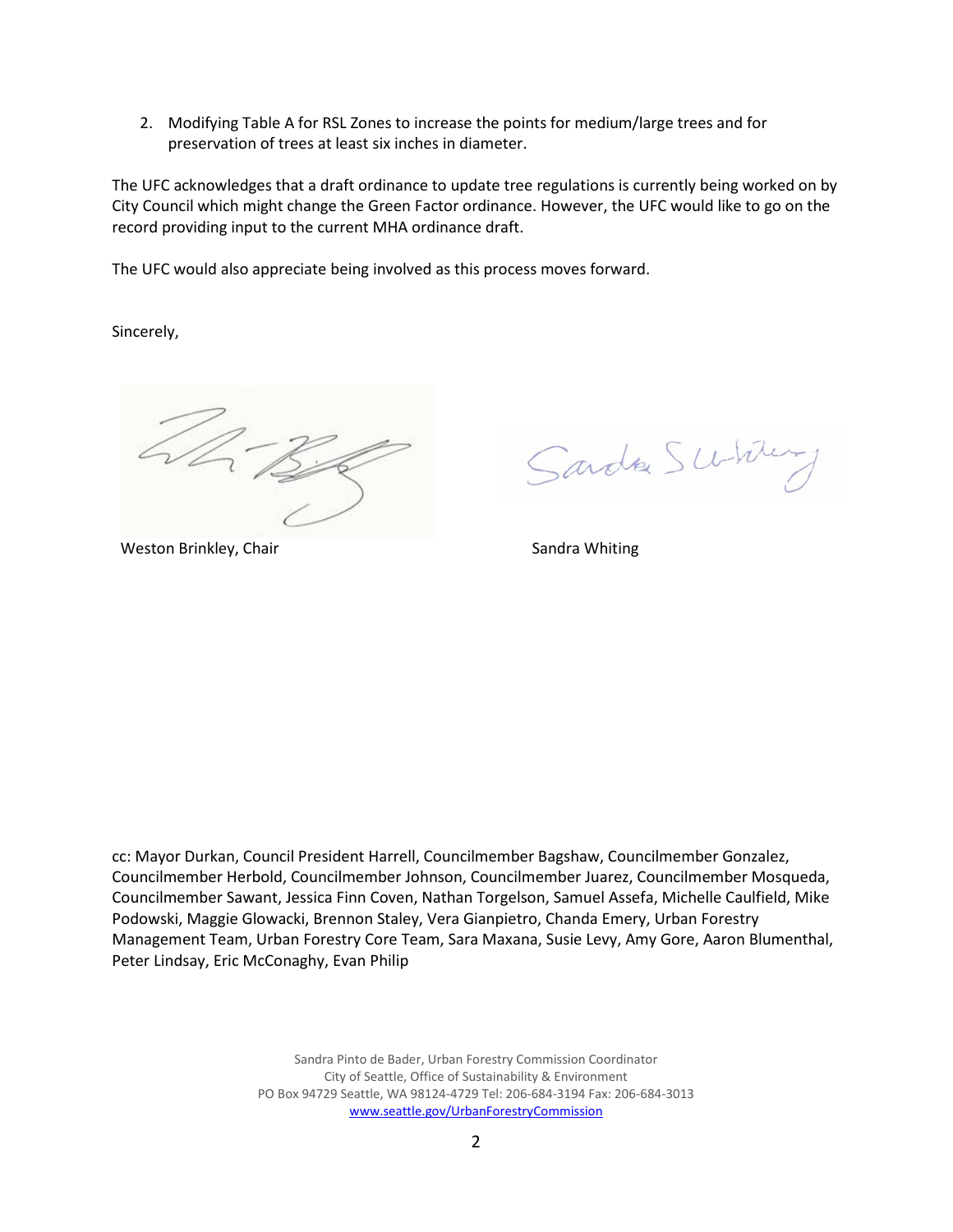2. Modifying Table A for RSL Zones to increase the points for medium/large trees and for preservation of trees at least six inches in diameter.

The UFC acknowledges that a draft ordinance to update tree regulations is currently being worked on by City Council which might change the Green Factor ordinance. However, the UFC would like to go on the record providing input to the current MHA ordinance draft.

The UFC would also appreciate being involved as this process moves forward.

Sincerely,

Weston Brinkley, Chair

Sandra Whiting

cc: Mayor Durkan, Council President Harrell, Councilmember Bagshaw, Councilmember Gonzalez, Councilmember Herbold, Councilmember Johnson, Councilmember Juarez, Councilmember Mosqueda, Councilmember Sawant, Jessica Finn Coven, Nathan Torgelson, Samuel Assefa, Michelle Caulfield, Mike Podowski, Maggie Glowacki, Brennon Staley, Vera Gianpietro, Chanda Emery, Urban Forestry Management Team, Urban Forestry Core Team, Sara Maxana, Susie Levy, Amy Gore, Aaron Blumenthal, Peter Lindsay, Eric McConaghy, Evan Philip

Sandra Pinto de Bader, Urban Forestry Commission Coordinator
City of Seattle, Office of Sustainability & Environment
PO Box 94729 Seattle, WA 98124-4729 Tel: 206-684-3194 Fax: 206-684-3013
www.seattle.gov/UrbanForestryCommission